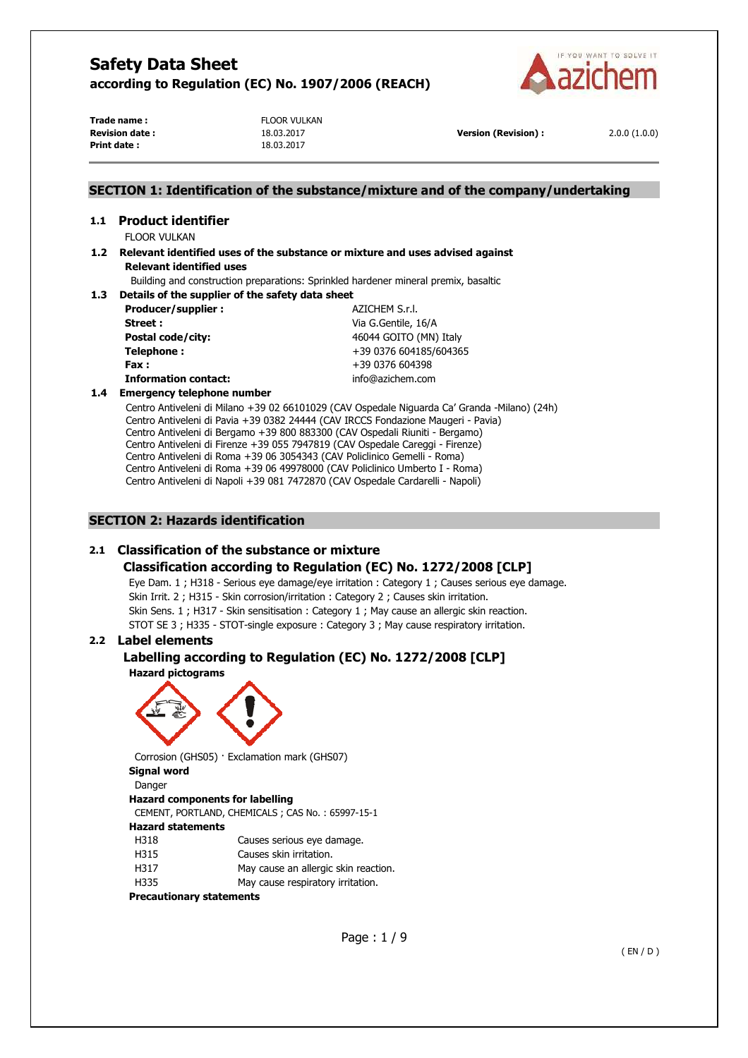# Safety Data Sheet
## according to Regulation (EC) No. 1907/2006 (REACH)

| | | | |
|---|---|---|---|
| **Trade name :** | FLOOR VULKAN | | |
| **Revision date :** | 18.03.2017 | **Version (Revision) :** | 2.0.0 (1.0.0) |
| **Print date :** | 18.03.2017 | | |

## SECTION 1: Identification of the substance/mixture and of the company/undertaking

### 1.1 Product identifier

FLOOR VULKAN

### 1.2 Relevant identified uses of the substance or mixture and uses advised against

**Relevant identified uses**

Building and construction preparations: Sprinkled hardener mineral premix, basaltic

### 1.3 Details of the supplier of the safety data sheet

| | |
|---|---|
| **Producer/supplier :** | AZICHEM S.r.l. |
| **Street :** | Via G.Gentile, 16/A |
| **Postal code/city:** | 46044 GOITO (MN) Italy |
| **Telephone :** | +39 0376 604185/604365 |
| **Fax :** | +39 0376 604398 |
| **Information contact:** | info@azichem.com |

### 1.4 Emergency telephone number

Centro Antiveleni di Milano +39 02 66101029 (CAV Ospedale Niguarda Ca' Granda -Milano) (24h)
Centro Antiveleni di Pavia +39 0382 24444 (CAV IRCCS Fondazione Maugeri - Pavia)
Centro Antiveleni di Bergamo +39 800 883300 (CAV Ospedali Riuniti - Bergamo)
Centro Antiveleni di Firenze +39 055 7947819 (CAV Ospedale Careggi - Firenze)
Centro Antiveleni di Roma +39 06 3054343 (CAV Policlinico Gemelli - Roma)
Centro Antiveleni di Roma +39 06 49978000 (CAV Policlinico Umberto I - Roma)
Centro Antiveleni di Napoli +39 081 7472870 (CAV Ospedale Cardarelli - Napoli)

## SECTION 2: Hazards identification

### 2.1 Classification of the substance or mixture

#### Classification according to Regulation (EC) No. 1272/2008 [CLP]

Eye Dam. 1 ; H318 - Serious eye damage/eye irritation : Category 1 ; Causes serious eye damage.
Skin Irrit. 2 ; H315 - Skin corrosion/irritation : Category 2 ; Causes skin irritation.
Skin Sens. 1 ; H317 - Skin sensitisation : Category 1 ; May cause an allergic skin reaction.
STOT SE 3 ; H335 - STOT-single exposure : Category 3 ; May cause respiratory irritation.

### 2.2 Label elements

#### Labelling according to Regulation (EC) No. 1272/2008 [CLP]

**Hazard pictograms**

Corrosion (GHS05) · Exclamation mark (GHS07)

**Signal word**

Danger

**Hazard components for labelling**

CEMENT, PORTLAND, CHEMICALS ; CAS No. : 65997-15-1

**Hazard statements**

| | |
|---|---|
| H318 | Causes serious eye damage. |
| H315 | Causes skin irritation. |
| H317 | May cause an allergic skin reaction. |
| H335 | May cause respiratory irritation. |

**Precautionary statements**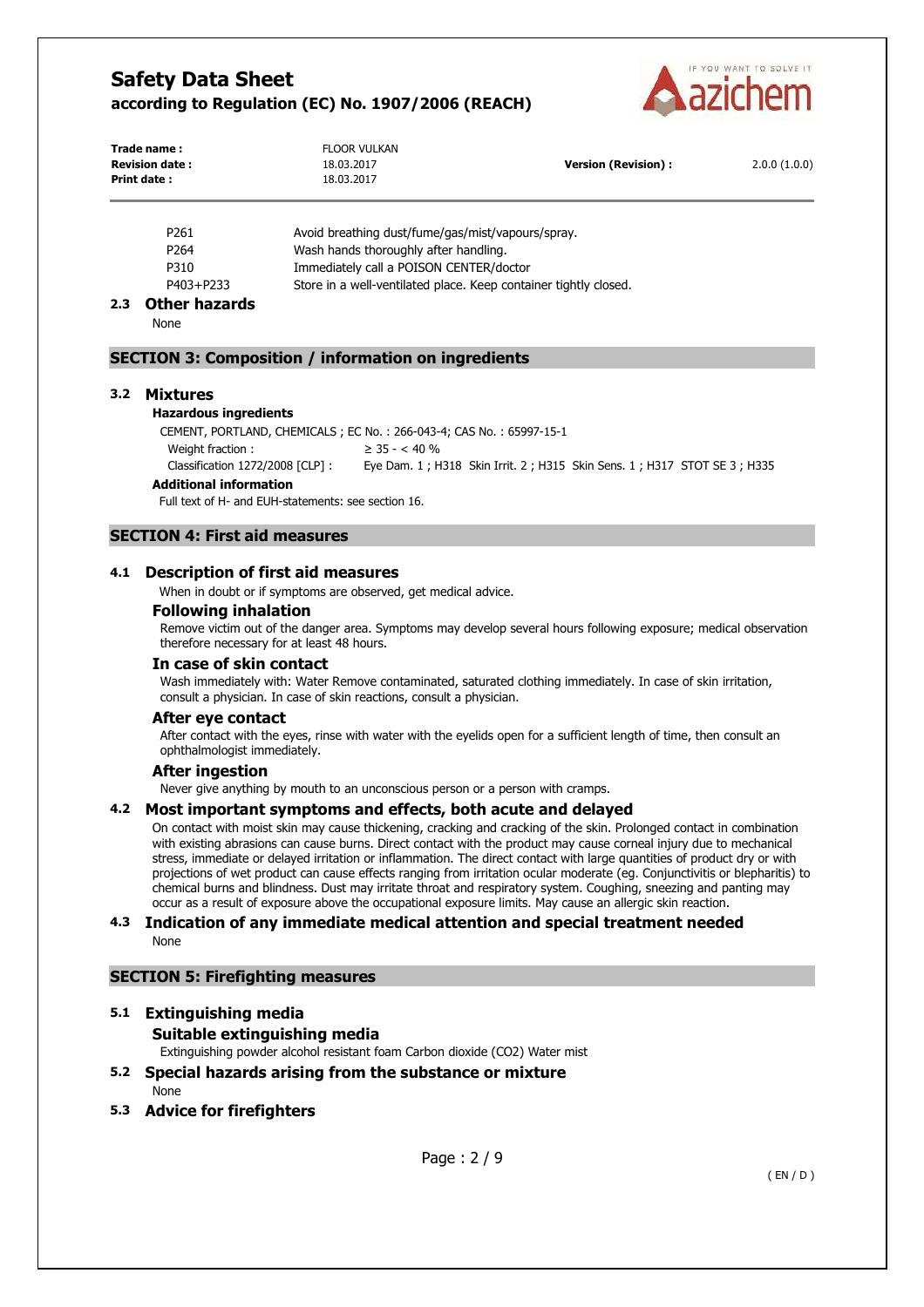| | |
|---|---|
| P261 | Avoid breathing dust/fume/gas/mist/vapours/spray. |
| P264 | Wash hands thoroughly after handling. |
| P310 | Immediately call a POISON CENTER/doctor |
| P403+P233 | Store in a well-ventilated place. Keep container tightly closed. |

### 2.3 Other hazards

None

## SECTION 3: Composition / information on ingredients

### 3.2 Mixtures

**Hazardous ingredients**

CEMENT, PORTLAND, CHEMICALS ; EC No. : 266-043-4; CAS No. : 65997-15-1

Weight fraction : ≥ 35 - < 40 %

Classification 1272/2008 [CLP] : Eye Dam. 1 ; H318 Skin Irrit. 2 ; H315 Skin Sens. 1 ; H317 STOT SE 3 ; H335

**Additional information**

Full text of H- and EUH-statements: see section 16.

## SECTION 4: First aid measures

### 4.1 Description of first aid measures

When in doubt or if symptoms are observed, get medical advice.

**Following inhalation**

Remove victim out of the danger area. Symptoms may develop several hours following exposure; medical observation therefore necessary for at least 48 hours.

**In case of skin contact**

Wash immediately with: Water Remove contaminated, saturated clothing immediately. In case of skin irritation, consult a physician. In case of skin reactions, consult a physician.

**After eye contact**

After contact with the eyes, rinse with water with the eyelids open for a sufficient length of time, then consult an ophthalmologist immediately.

**After ingestion**

Never give anything by mouth to an unconscious person or a person with cramps.

### 4.2 Most important symptoms and effects, both acute and delayed

On contact with moist skin may cause thickening, cracking and cracking of the skin. Prolonged contact in combination with existing abrasions can cause burns. Direct contact with the product may cause corneal injury due to mechanical stress, immediate or delayed irritation or inflammation. The direct contact with large quantities of product dry or with projections of wet product can cause effects ranging from irritation ocular moderate (eg. Conjunctivitis or blepharitis) to chemical burns and blindness. Dust may irritate throat and respiratory system. Coughing, sneezing and panting may occur as a result of exposure above the occupational exposure limits. May cause an allergic skin reaction.

### 4.3 Indication of any immediate medical attention and special treatment needed

None

## SECTION 5: Firefighting measures

### 5.1 Extinguishing media

**Suitable extinguishing media**

Extinguishing powder alcohol resistant foam Carbon dioxide ($CO_2$) Water mist

### 5.2 Special hazards arising from the substance or mixture

None

### 5.3 Advice for firefighters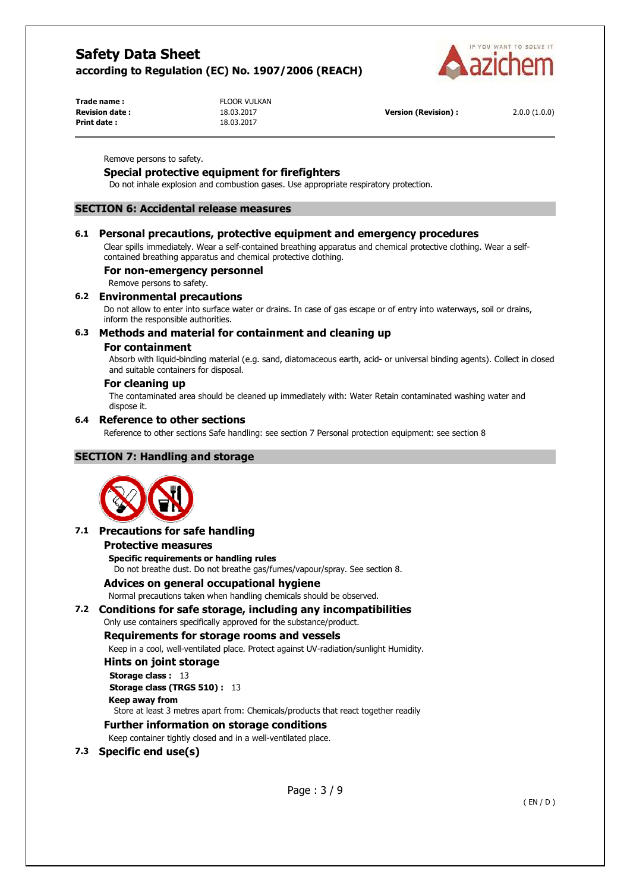Remove persons to safety.

### Special protective equipment for firefighters

Do not inhale explosion and combustion gases. Use appropriate respiratory protection.

## SECTION 6: Accidental release measures

### 6.1 Personal precautions, protective equipment and emergency procedures

Clear spills immediately. Wear a self-contained breathing apparatus and chemical protective clothing. Wear a self-contained breathing apparatus and chemical protective clothing.

#### For non-emergency personnel

Remove persons to safety.

### 6.2 Environmental precautions

Do not allow to enter into surface water or drains. In case of gas escape or of entry into waterways, soil or drains, inform the responsible authorities.

### 6.3 Methods and material for containment and cleaning up

#### For containment

Absorb with liquid-binding material (e.g. sand, diatomaceous earth, acid- or universal binding agents). Collect in closed and suitable containers for disposal.

#### For cleaning up

The contaminated area should be cleaned up immediately with: Water Retain contaminated washing water and dispose it.

### 6.4 Reference to other sections

Reference to other sections Safe handling: see section 7 Personal protection equipment: see section 8

## SECTION 7: Handling and storage

### 7.1 Precautions for safe handling

#### Protective measures

**Specific requirements or handling rules**

Do not breathe dust. Do not breathe gas/fumes/vapour/spray. See section 8.

#### Advices on general occupational hygiene

Normal precautions taken when handling chemicals should be observed.

### 7.2 Conditions for safe storage, including any incompatibilities

Only use containers specifically approved for the substance/product.

#### Requirements for storage rooms and vessels

Keep in a cool, well-ventilated place. Protect against UV-radiation/sunlight Humidity.

#### Hints on joint storage

**Storage class :** 13

**Storage class (TRGS 510) :** 13

**Keep away from**

Store at least 3 metres apart from: Chemicals/products that react together readily

#### Further information on storage conditions

Keep container tightly closed and in a well-ventilated place.

### 7.3 Specific end use(s)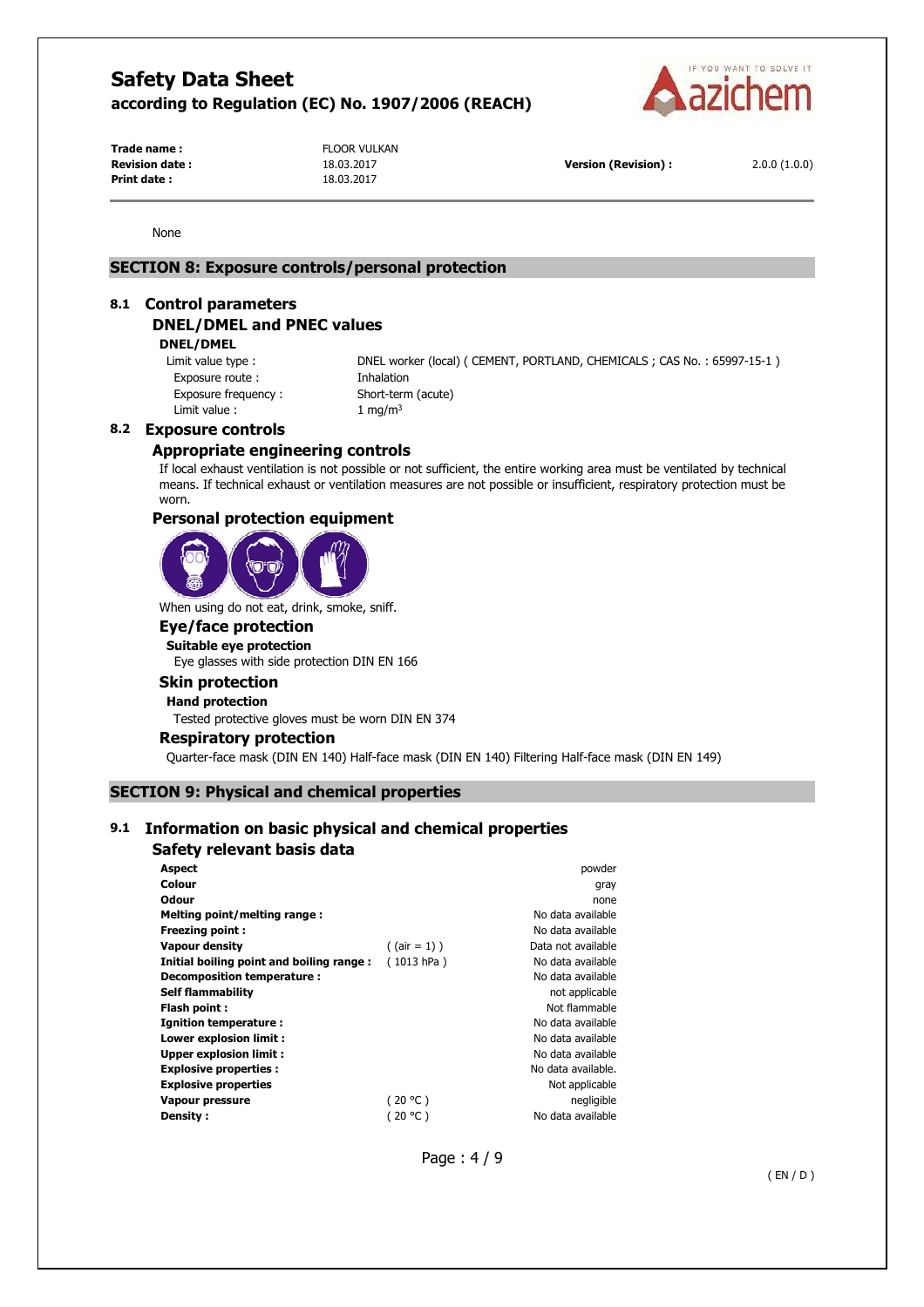None

## SECTION 8: Exposure controls/personal protection

### 8.1 Control parameters

#### DNEL/DMEL and PNEC values

**DNEL/DMEL**

| | |
|---|---|
| Limit value type : | DNEL worker (local) ( CEMENT, PORTLAND, CHEMICALS ; CAS No. : 65997-15-1 ) |
| Exposure route : | Inhalation |
| Exposure frequency : | Short-term (acute) |
| Limit value : | 1 mg/m³ |

### 8.2 Exposure controls

#### Appropriate engineering controls

If local exhaust ventilation is not possible or not sufficient, the entire working area must be ventilated by technical means. If technical exhaust or ventilation measures are not possible or insufficient, respiratory protection must be worn.

#### Personal protection equipment

When using do not eat, drink, smoke, sniff.

#### Eye/face protection

**Suitable eye protection**

Eye glasses with side protection DIN EN 166

#### Skin protection

**Hand protection**

Tested protective gloves must be worn DIN EN 374

#### Respiratory protection

Quarter-face mask (DIN EN 140) Half-face mask (DIN EN 140) Filtering Half-face mask (DIN EN 149)

## SECTION 9: Physical and chemical properties

### 9.1 Information on basic physical and chemical properties

#### Safety relevant basis data

| | | |
|---|---|---|
| **Aspect** | | powder |
| **Colour** | | gray |
| **Odour** | | none |
| **Melting point/melting range :** | | No data available |
| **Freezing point :** | | No data available |
| **Vapour density** | ( (air = 1) ) | Data not available |
| **Initial boiling point and boiling range :** | ( 1013 hPa ) | No data available |
| **Decomposition temperature :** | | No data available |
| **Self flammability** | | not applicable |
| **Flash point :** | | Not flammable |
| **Ignition temperature :** | | No data available |
| **Lower explosion limit :** | | No data available |
| **Upper explosion limit :** | | No data available |
| **Explosive properties :** | | No data available. |
| **Explosive properties** | | Not applicable |
| **Vapour pressure** | ( 20 °C ) | negligible |
| **Density :** | ( 20 °C ) | No data available |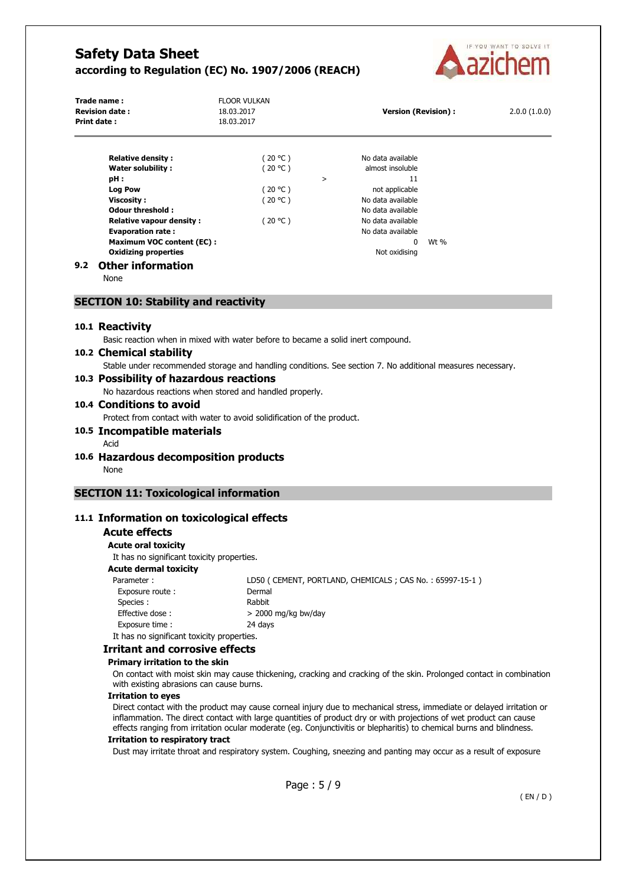| | | | | |
|---|---|---|---|---|
| **Relative density :** | ( 20 °C ) | | No data available | |
| **Water solubility :** | ( 20 °C ) | | almost insoluble | |
| **pH :** | | > | 11 | |
| **Log Pow** | ( 20 °C ) | | not applicable | |
| **Viscosity :** | ( 20 °C ) | | No data available | |
| **Odour threshold :** | | | No data available | |
| **Relative vapour density :** | ( 20 °C ) | | No data available | |
| **Evaporation rate :** | | | No data available | |
| **Maximum VOC content (EC) :** | | | 0 | Wt % |
| **Oxidizing properties** | | | Not oxidising | |

### 9.2 Other information

None

## SECTION 10: Stability and reactivity

### 10.1 Reactivity

Basic reaction when in mixed with water before to became a solid inert compound.

### 10.2 Chemical stability

Stable under recommended storage and handling conditions. See section 7. No additional measures necessary.

### 10.3 Possibility of hazardous reactions

No hazardous reactions when stored and handled properly.

### 10.4 Conditions to avoid

Protect from contact with water to avoid solidification of the product.

### 10.5 Incompatible materials

Acid

### 10.6 Hazardous decomposition products

None

## SECTION 11: Toxicological information

### 11.1 Information on toxicological effects

#### Acute effects

**Acute oral toxicity**

It has no significant toxicity properties.

**Acute dermal toxicity**

| | |
|---|---|
| Parameter : | LD50 ( CEMENT, PORTLAND, CHEMICALS ; CAS No. : 65997-15-1 ) |
| Exposure route : | Dermal |
| Species : | Rabbit |
| Effective dose : | > 2000 mg/kg bw/day |
| Exposure time : | 24 days |

It has no significant toxicity properties.

#### Irritant and corrosive effects

**Primary irritation to the skin**

On contact with moist skin may cause thickening, cracking and cracking of the skin. Prolonged contact in combination with existing abrasions can cause burns.

**Irritation to eyes**

Direct contact with the product may cause corneal injury due to mechanical stress, immediate or delayed irritation or inflammation. The direct contact with large quantities of product dry or with projections of wet product can cause effects ranging from irritation ocular moderate (eg. Conjunctivitis or blepharitis) to chemical burns and blindness.

**Irritation to respiratory tract**

Dust may irritate throat and respiratory system. Coughing, sneezing and panting may occur as a result of exposure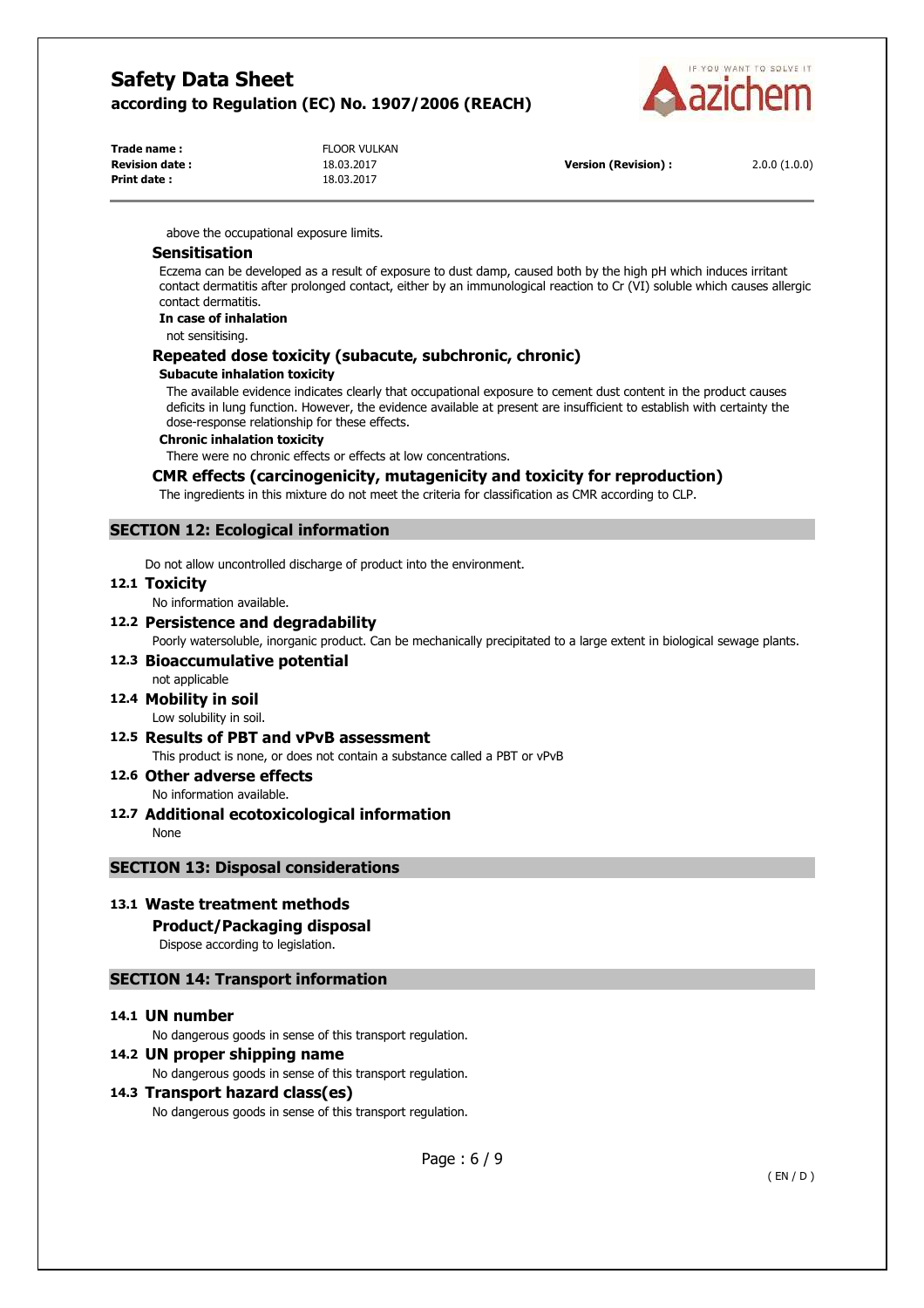above the occupational exposure limits.

### Sensitisation

Eczema can be developed as a result of exposure to dust damp, caused both by the high pH which induces irritant contact dermatitis after prolonged contact, either by an immunological reaction to Cr (VI) soluble which causes allergic contact dermatitis.

**In case of inhalation**

not sensitising.

### Repeated dose toxicity (subacute, subchronic, chronic)

**Subacute inhalation toxicity**

The available evidence indicates clearly that occupational exposure to cement dust content in the product causes deficits in lung function. However, the evidence available at present are insufficient to establish with certainty the dose-response relationship for these effects.

**Chronic inhalation toxicity**

There were no chronic effects or effects at low concentrations.

### CMR effects (carcinogenicity, mutagenicity and toxicity for reproduction)

The ingredients in this mixture do not meet the criteria for classification as CMR according to CLP.

## SECTION 12: Ecological information

Do not allow uncontrolled discharge of product into the environment.

### 12.1 Toxicity

No information available.

### 12.2 Persistence and degradability

Poorly watersoluble, inorganic product. Can be mechanically precipitated to a large extent in biological sewage plants.

### 12.3 Bioaccumulative potential

not applicable

### 12.4 Mobility in soil

Low solubility in soil.

### 12.5 Results of PBT and vPvB assessment

This product is none, or does not contain a substance called a PBT or vPvB

### 12.6 Other adverse effects

No information available.

### 12.7 Additional ecotoxicological information

None

## SECTION 13: Disposal considerations

### 13.1 Waste treatment methods

**Product/Packaging disposal**

Dispose according to legislation.

## SECTION 14: Transport information

### 14.1 UN number

No dangerous goods in sense of this transport regulation.

### 14.2 UN proper shipping name

No dangerous goods in sense of this transport regulation.

### 14.3 Transport hazard class(es)

No dangerous goods in sense of this transport regulation.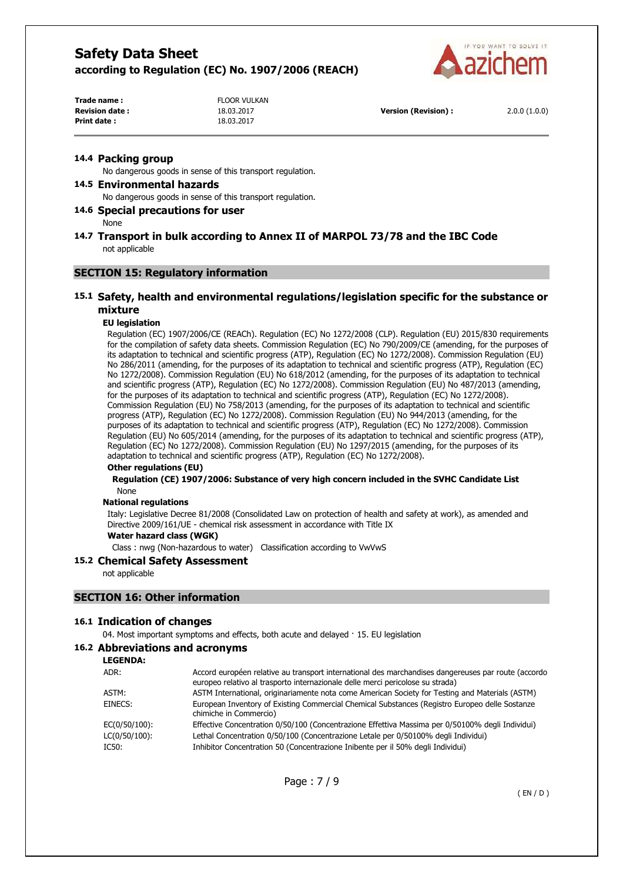### 14.4 Packing group

No dangerous goods in sense of this transport regulation.

### 14.5 Environmental hazards

No dangerous goods in sense of this transport regulation.

### 14.6 Special precautions for user

None

### 14.7 Transport in bulk according to Annex II of MARPOL 73/78 and the IBC Code

not applicable

## SECTION 15: Regulatory information

### 15.1 Safety, health and environmental regulations/legislation specific for the substance or mixture

**EU legislation**

Regulation (EC) 1907/2006/CE (REACh). Regulation (EC) No 1272/2008 (CLP). Regulation (EU) 2015/830 requirements for the compilation of safety data sheets. Commission Regulation (EC) No 790/2009/CE (amending, for the purposes of its adaptation to technical and scientific progress (ATP), Regulation (EC) No 1272/2008). Commission Regulation (EU) No 286/2011 (amending, for the purposes of its adaptation to technical and scientific progress (ATP), Regulation (EC) No 1272/2008). Commission Regulation (EU) No 618/2012 (amending, for the purposes of its adaptation to technical and scientific progress (ATP), Regulation (EC) No 1272/2008). Commission Regulation (EU) No 487/2013 (amending, for the purposes of its adaptation to technical and scientific progress (ATP), Regulation (EC) No 1272/2008). Commission Regulation (EU) No 758/2013 (amending, for the purposes of its adaptation to technical and scientific progress (ATP), Regulation (EC) No 1272/2008). Commission Regulation (EU) No 944/2013 (amending, for the purposes of its adaptation to technical and scientific progress (ATP), Regulation (EC) No 1272/2008). Commission Regulation (EU) No 605/2014 (amending, for the purposes of its adaptation to technical and scientific progress (ATP), Regulation (EC) No 1272/2008). Commission Regulation (EU) No 1297/2015 (amending, for the purposes of its adaptation to technical and scientific progress (ATP), Regulation (EC) No 1272/2008).

**Other regulations (EU)**

**Regulation (CE) 1907/2006: Substance of very high concern included in the SVHC Candidate List**

None

**National regulations**

Italy: Legislative Decree 81/2008 (Consolidated Law on protection of health and safety at work), as amended and Directive 2009/161/UE - chemical risk assessment in accordance with Title IX

**Water hazard class (WGK)**

Class : nwg (Non-hazardous to water) Classification according to VwVwS

### 15.2 Chemical Safety Assessment

not applicable

## SECTION 16: Other information

### 16.1 Indication of changes

04. Most important symptoms and effects, both acute and delayed · 15. EU legislation

### 16.2 Abbreviations and acronyms

**LEGENDA:**

| | |
|---|---|
| ADR: | Accord européen relative au transport international des marchandises dangereuses par route (accordo europeo relativo al trasporto internazionale delle merci pericolose su strada) |
| ASTM: | ASTM International, originariamente nota come American Society for Testing and Materials (ASTM) |
| EINECS: | European Inventory of Existing Commercial Chemical Substances (Registro Europeo delle Sostanze chimiche in Commercio) |
| EC(0/50/100): | Effective Concentration 0/50/100 (Concentrazione Effettiva Massima per 0/50100% degli Individui) |
| LC(0/50/100): | Lethal Concentration 0/50/100 (Concentrazione Letale per 0/50100% degli Individui) |
| IC50: | Inhibitor Concentration 50 (Concentrazione Inibente per il 50% degli Individui) |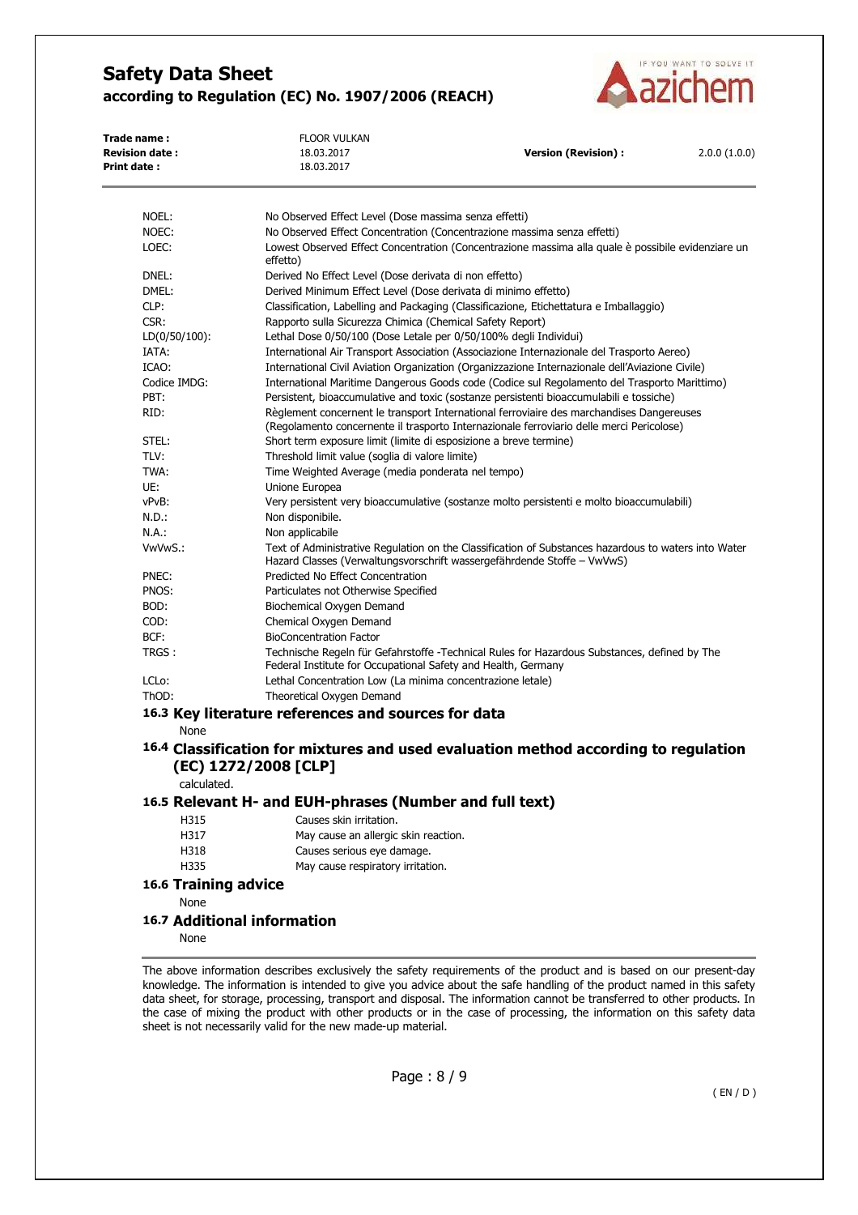| | |
|---|---|
| NOEL: | No Observed Effect Level (Dose massima senza effetti) |
| NOEC: | No Observed Effect Concentration (Concentrazione massima senza effetti) |
| LOEC: | Lowest Observed Effect Concentration (Concentrazione massima alla quale è possibile evidenziare un effetto) |
| DNEL: | Derived No Effect Level (Dose derivata di non effetto) |
| DMEL: | Derived Minimum Effect Level (Dose derivata di minimo effetto) |
| CLP: | Classification, Labelling and Packaging (Classificazione, Etichettatura e Imballaggio) |
| CSR: | Rapporto sulla Sicurezza Chimica (Chemical Safety Report) |
| LD(0/50/100): | Lethal Dose 0/50/100 (Dose Letale per 0/50/100% degli Individui) |
| IATA: | International Air Transport Association (Associazione Internazionale del Trasporto Aereo) |
| ICAO: | International Civil Aviation Organization (Organizzazione Internazionale dell'Aviazione Civile) |
| Codice IMDG: | International Maritime Dangerous Goods code (Codice sul Regolamento del Trasporto Marittimo) |
| PBT: | Persistent, bioaccumulative and toxic (sostanze persistenti bioaccumulabili e tossiche) |
| RID: | Règlement concernent le transport International ferroviaire des marchandises Dangereuses (Regolamento concernente il trasporto Internazionale ferroviario delle merci Pericolose) |
| STEL: | Short term exposure limit (limite di esposizione a breve termine) |
| TLV: | Threshold limit value (soglia di valore limite) |
| TWA: | Time Weighted Average (media ponderata nel tempo) |
| UE: | Unione Europea |
| vPvB: | Very persistent very bioaccumulative (sostanze molto persistenti e molto bioaccumulabili) |
| N.D.: | Non disponibile. |
| N.A.: | Non applicabile |
| VwVwS.: | Text of Administrative Regulation on the Classification of Substances hazardous to waters into Water Hazard Classes (Verwaltungsvorschrift wassergefährdende Stoffe – VwVwS) |
| PNEC: | Predicted No Effect Concentration |
| PNOS: | Particulates not Otherwise Specified |
| BOD: | Biochemical Oxygen Demand |
| COD: | Chemical Oxygen Demand |
| BCF: | BioConcentration Factor |
| TRGS : | Technische Regeln für Gefahrstoffe -Technical Rules for Hazardous Substances, defined by The Federal Institute for Occupational Safety and Health, Germany |
| LCLo: | Lethal Concentration Low (La minima concentrazione letale) |
| ThOD: | Theoretical Oxygen Demand |

### 16.3 Key literature references and sources for data

None

### 16.4 Classification for mixtures and used evaluation method according to regulation (EC) 1272/2008 [CLP]

calculated.

### 16.5 Relevant H- and EUH-phrases (Number and full text)

| | |
|---|---|
| H315 | Causes skin irritation. |
| H317 | May cause an allergic skin reaction. |
| H318 | Causes serious eye damage. |
| H335 | May cause respiratory irritation. |

### 16.6 Training advice

None

### 16.7 Additional information

None

The above information describes exclusively the safety requirements of the product and is based on our present-day knowledge. The information is intended to give you advice about the safe handling of the product named in this safety data sheet, for storage, processing, transport and disposal. The information cannot be transferred to other products. In the case of mixing the product with other products or in the case of processing, the information on this safety data sheet is not necessarily valid for the new made-up material.